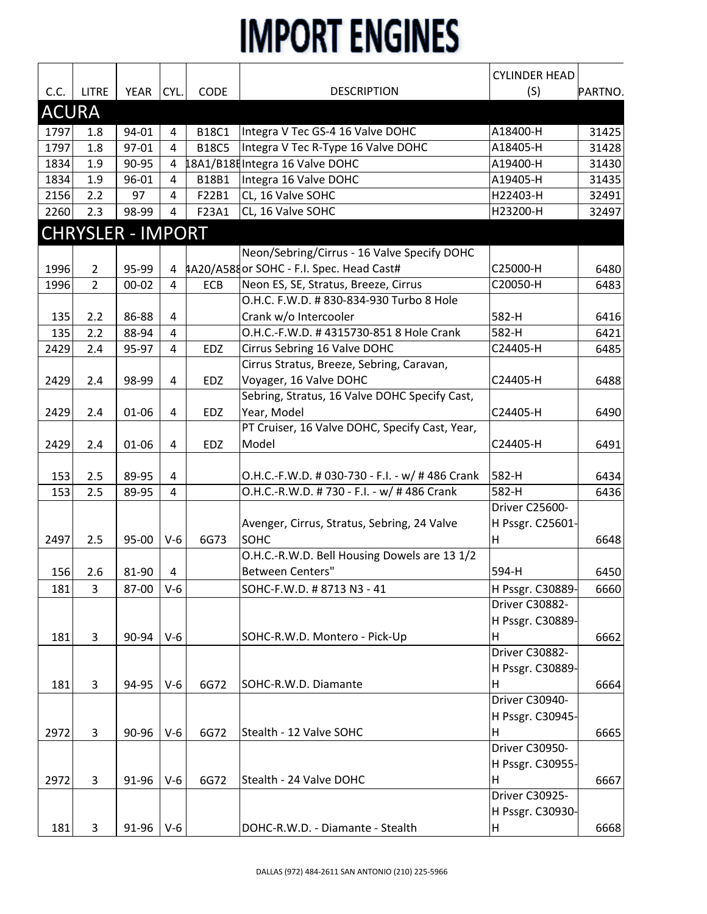# IMPORT ENGINES

| C.C. | LITRE | YEAR | CYL. | CODE | DESCRIPTION | CYLINDER HEAD (S) | PARTNO. |
|---|---|---|---|---|---|---|---|
| **ACURA** | | | | | | | |
| 1797 | 1.8 | 94-01 | 4 | B18C1 | Integra V Tec GS-4 16 Valve DOHC | A18400-H | 31425 |
| 1797 | 1.8 | 97-01 | 4 | B18C5 | Integra V Tec R-Type 16 Valve DOHC | A18405-H | 31428 |
| 1834 | 1.9 | 90-95 | 4 | 18A1/B18E | Integra 16 Valve DOHC | A19400-H | 31430 |
| 1834 | 1.9 | 96-01 | 4 | B18B1 | Integra 16 Valve DOHC | A19405-H | 31435 |
| 2156 | 2.2 | 97 | 4 | F22B1 | CL, 16 Valve SOHC | H22403-H | 32491 |
| 2260 | 2.3 | 98-99 | 4 | F23A1 | CL, 16 Valve SOHC | H23200-H | 32497 |
| **CHRYSLER - IMPORT** | | | | | | | |
| 1996 | 2 | 95-99 | 4 | 4A20/A588 | Neon/Sebring/Cirrus - 16 Valve Specify DOHC or SOHC - F.I. Spec. Head Cast# | C25000-H | 6480 |
| 1996 | 2 | 00-02 | 4 | ECB | Neon ES, SE, Stratus, Breeze, Cirrus | C20050-H | 6483 |
| 135 | 2.2 | 86-88 | 4 | | O.H.C. F.W.D. # 830-834-930 Turbo 8 Hole Crank w/o Intercooler | 582-H | 6416 |
| 135 | 2.2 | 88-94 | 4 | | O.H.C.-F.W.D. # 4315730-851 8 Hole Crank | 582-H | 6421 |
| 2429 | 2.4 | 95-97 | 4 | EDZ | Cirrus Sebring 16 Valve DOHC | C24405-H | 6485 |
| 2429 | 2.4 | 98-99 | 4 | EDZ | Cirrus Stratus, Breeze, Sebring, Caravan, Voyager, 16 Valve DOHC | C24405-H | 6488 |
| 2429 | 2.4 | 01-06 | 4 | EDZ | Sebring, Stratus, 16 Valve DOHC Specify Cast, Year, Model | C24405-H | 6490 |
| 2429 | 2.4 | 01-06 | 4 | EDZ | PT Cruiser, 16 Valve DOHC, Specify Cast, Year, Model | C24405-H | 6491 |
| 153 | 2.5 | 89-95 | 4 | | O.H.C.-F.W.D. # 030-730 - F.I. - w/ # 486 Crank | 582-H | 6434 |
| 153 | 2.5 | 89-95 | 4 | | O.H.C.-R.W.D. # 730 - F.I. - w/ # 486 Crank | 582-H | 6436 |
| 2497 | 2.5 | 95-00 | V-6 | 6G73 | Avenger, Cirrus, Stratus, Sebring, 24 Valve SOHC | Driver C25600-H Pssgr. C25601-H | 6648 |
| 156 | 2.6 | 81-90 | 4 | | O.H.C.-R.W.D. Bell Housing Dowels are 13 1/2 Between Centers" | 594-H | 6450 |
| 181 | 3 | 87-00 | V-6 | | SOHC-F.W.D. # 8713 N3 - 41 | H Pssgr. C30889- | 6660 |
| 181 | 3 | 90-94 | V-6 | | SOHC-R.W.D. Montero - Pick-Up | Driver C30882-H Pssgr. C30889-H | 6662 |
| 181 | 3 | 94-95 | V-6 | 6G72 | SOHC-R.W.D. Diamante | Driver C30882-H Pssgr. C30889-H | 6664 |
| 2972 | 3 | 90-96 | V-6 | 6G72 | Stealth - 12 Valve SOHC | Driver C30940-H Pssgr. C30945-H | 6665 |
| 2972 | 3 | 91-96 | V-6 | 6G72 | Stealth - 24 Valve DOHC | Driver C30950-H Pssgr. C30955-H | 6667 |
| 181 | 3 | 91-96 | V-6 | | DOHC-R.W.D. - Diamante - Stealth | Driver C30925-H Pssgr. C30930-H | 6668 |

DALLAS (972) 484-2611 SAN ANTONIO (210) 225-5966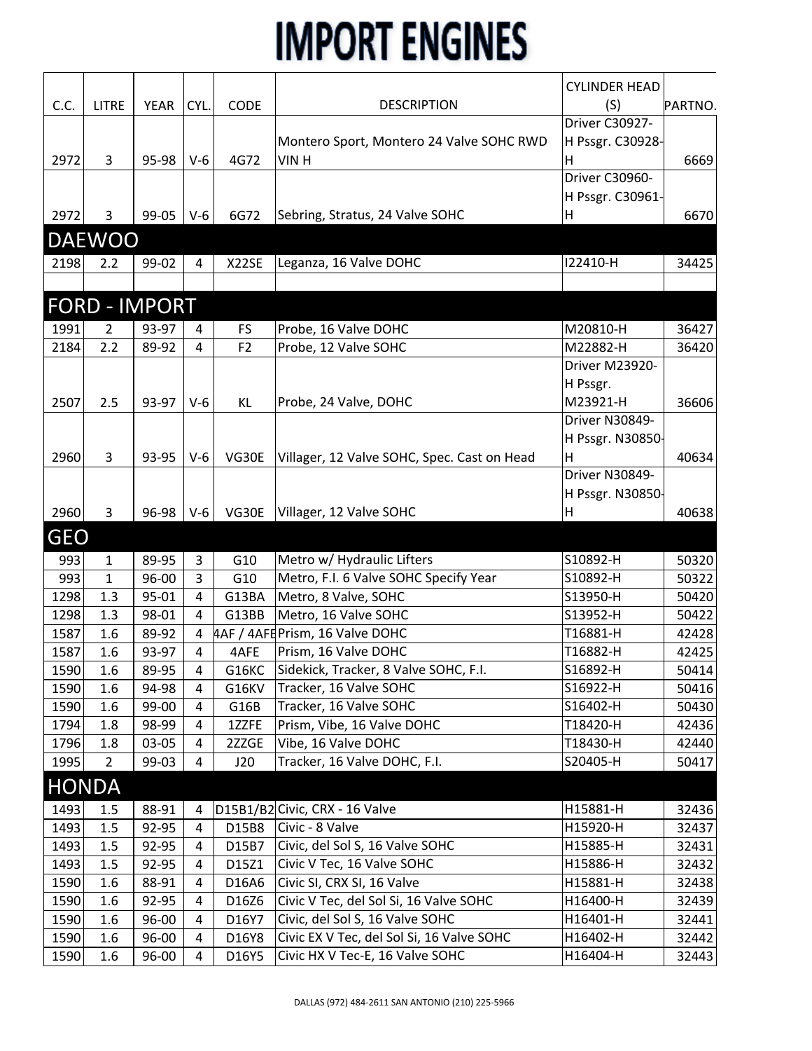# IMPORT ENGINES

| C.C. | LITRE | YEAR | CYL. | CODE | DESCRIPTION | CYLINDER HEAD (S) | PARTNO. |
|---|---|---|---|---|---|---|---|
| 2972 | 3 | 95-98 | V-6 | 4G72 | Montero Sport, Montero 24 Valve SOHC RWD VIN H | Driver C30927-H Pssgr. C30928-H | 6669 |
| 2972 | 3 | 99-05 | V-6 | 6G72 | Sebring, Stratus, 24 Valve SOHC | Driver C30960-H Pssgr. C30961-H | 6670 |
| **DAEWOO** | | | | | | | |
| 2198 | 2.2 | 99-02 | 4 | X22SE | Leganza, 16 Valve DOHC | I22410-H | 34425 |
| | | | | | | | |
| **FORD - IMPORT** | | | | | | | |
| 1991 | 2 | 93-97 | 4 | FS | Probe, 16 Valve DOHC | M20810-H | 36427 |
| 2184 | 2.2 | 89-92 | 4 | F2 | Probe, 12 Valve SOHC | M22882-H | 36420 |
| 2507 | 2.5 | 93-97 | V-6 | KL | Probe, 24 Valve, DOHC | Driver M23920-H Pssgr. M23921-H | 36606 |
| 2960 | 3 | 93-95 | V-6 | VG30E | Villager, 12 Valve SOHC, Spec. Cast on Head | Driver N30849-H Pssgr. N30850-H | 40634 |
| 2960 | 3 | 96-98 | V-6 | VG30E | Villager, 12 Valve SOHC | Driver N30849-H Pssgr. N30850-H | 40638 |
| **GEO** | | | | | | | |
| 993 | 1 | 89-95 | 3 | G10 | Metro w/ Hydraulic Lifters | S10892-H | 50320 |
| 993 | 1 | 96-00 | 3 | G10 | Metro, F.I. 6 Valve SOHC Specify Year | S10892-H | 50322 |
| 1298 | 1.3 | 95-01 | 4 | G13BA | Metro, 8 Valve, SOHC | S13950-H | 50420 |
| 1298 | 1.3 | 98-01 | 4 | G13BB | Metro, 16 Valve SOHC | S13952-H | 50422 |
| 1587 | 1.6 | 89-92 | 4 | 4AF / 4AFE | Prism, 16 Valve DOHC | T16881-H | 42428 |
| 1587 | 1.6 | 93-97 | 4 | 4AFE | Prism, 16 Valve DOHC | T16882-H | 42425 |
| 1590 | 1.6 | 89-95 | 4 | G16KC | Sidekick, Tracker, 8 Valve SOHC, F.I. | S16892-H | 50414 |
| 1590 | 1.6 | 94-98 | 4 | G16KV | Tracker, 16 Valve SOHC | S16922-H | 50416 |
| 1590 | 1.6 | 99-00 | 4 | G16B | Tracker, 16 Valve SOHC | S16402-H | 50430 |
| 1794 | 1.8 | 98-99 | 4 | 1ZZFE | Prism, Vibe, 16 Valve DOHC | T18420-H | 42436 |
| 1796 | 1.8 | 03-05 | 4 | 2ZZGE | Vibe, 16 Valve DOHC | T18430-H | 42440 |
| 1995 | 2 | 99-03 | 4 | J20 | Tracker, 16 Valve DOHC, F.I. | S20405-H | 50417 |
| **HONDA** | | | | | | | |
| 1493 | 1.5 | 88-91 | 4 | D15B1/B2 | Civic, CRX - 16 Valve | H15881-H | 32436 |
| 1493 | 1.5 | 92-95 | 4 | D15B8 | Civic - 8 Valve | H15920-H | 32437 |
| 1493 | 1.5 | 92-95 | 4 | D15B7 | Civic, del Sol S, 16 Valve SOHC | H15885-H | 32431 |
| 1493 | 1.5 | 92-95 | 4 | D15Z1 | Civic V Tec, 16 Valve SOHC | H15886-H | 32432 |
| 1590 | 1.6 | 88-91 | 4 | D16A6 | Civic SI, CRX SI, 16 Valve | H15881-H | 32438 |
| 1590 | 1.6 | 92-95 | 4 | D16Z6 | Civic V Tec, del Sol Si, 16 Valve SOHC | H16400-H | 32439 |
| 1590 | 1.6 | 96-00 | 4 | D16Y7 | Civic, del Sol S, 16 Valve SOHC | H16401-H | 32441 |
| 1590 | 1.6 | 96-00 | 4 | D16Y8 | Civic EX V Tec, del Sol Si, 16 Valve SOHC | H16402-H | 32442 |
| 1590 | 1.6 | 96-00 | 4 | D16Y5 | Civic HX V Tec-E, 16 Valve SOHC | H16404-H | 32443 |

DALLAS (972) 484-2611 SAN ANTONIO (210) 225-5966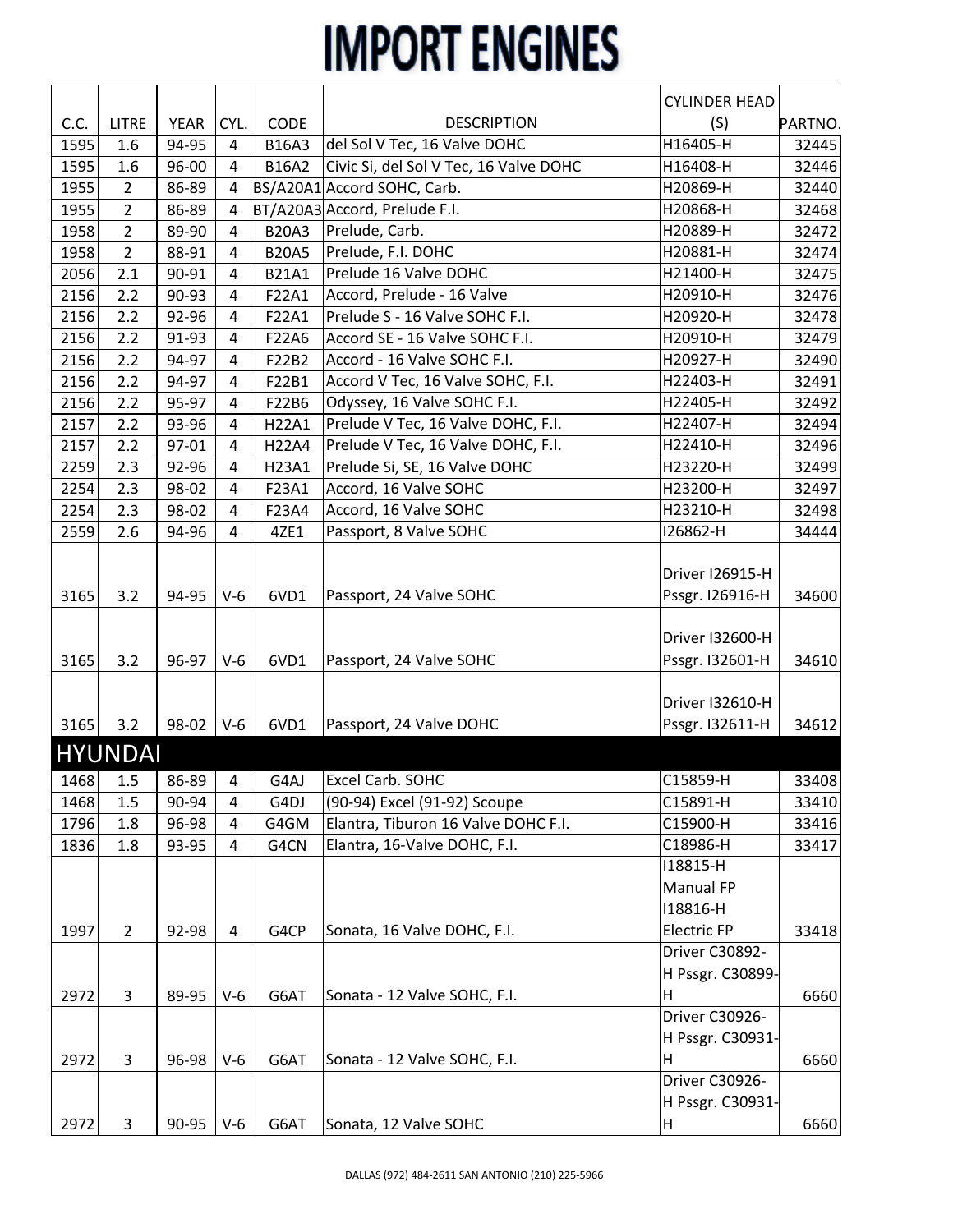# IMPORT ENGINES

| C.C. | LITRE | YEAR | CYL. | CODE | DESCRIPTION | CYLINDER HEAD (S) | PARTNO. |
|---|---|---|---|---|---|---|---|
| 1595 | 1.6 | 94-95 | 4 | B16A3 | del Sol V Tec, 16 Valve DOHC | H16405-H | 32445 |
| 1595 | 1.6 | 96-00 | 4 | B16A2 | Civic Si, del Sol V Tec, 16 Valve DOHC | H16408-H | 32446 |
| 1955 | 2 | 86-89 | 4 | BS/A20A1 | Accord SOHC, Carb. | H20869-H | 32440 |
| 1955 | 2 | 86-89 | 4 | BT/A20A3 | Accord, Prelude F.I. | H20868-H | 32468 |
| 1958 | 2 | 89-90 | 4 | B20A3 | Prelude, Carb. | H20889-H | 32472 |
| 1958 | 2 | 88-91 | 4 | B20A5 | Prelude, F.I. DOHC | H20881-H | 32474 |
| 2056 | 2.1 | 90-91 | 4 | B21A1 | Prelude 16 Valve DOHC | H21400-H | 32475 |
| 2156 | 2.2 | 90-93 | 4 | F22A1 | Accord, Prelude - 16 Valve | H20910-H | 32476 |
| 2156 | 2.2 | 92-96 | 4 | F22A1 | Prelude S - 16 Valve SOHC F.I. | H20920-H | 32478 |
| 2156 | 2.2 | 91-93 | 4 | F22A6 | Accord SE - 16 Valve SOHC F.I. | H20910-H | 32479 |
| 2156 | 2.2 | 94-97 | 4 | F22B2 | Accord - 16 Valve SOHC F.I. | H20927-H | 32490 |
| 2156 | 2.2 | 94-97 | 4 | F22B1 | Accord V Tec, 16 Valve SOHC, F.I. | H22403-H | 32491 |
| 2156 | 2.2 | 95-97 | 4 | F22B6 | Odyssey, 16 Valve SOHC F.I. | H22405-H | 32492 |
| 2157 | 2.2 | 93-96 | 4 | H22A1 | Prelude V Tec, 16 Valve DOHC, F.I. | H22407-H | 32494 |
| 2157 | 2.2 | 97-01 | 4 | H22A4 | Prelude V Tec, 16 Valve DOHC, F.I. | H22410-H | 32496 |
| 2259 | 2.3 | 92-96 | 4 | H23A1 | Prelude Si, SE, 16 Valve DOHC | H23220-H | 32499 |
| 2254 | 2.3 | 98-02 | 4 | F23A1 | Accord, 16 Valve SOHC | H23200-H | 32497 |
| 2254 | 2.3 | 98-02 | 4 | F23A4 | Accord, 16 Valve SOHC | H23210-H | 32498 |
| 2559 | 2.6 | 94-96 | 4 | 4ZE1 | Passport, 8 Valve SOHC | I26862-H | 34444 |
| 3165 | 3.2 | 94-95 | V-6 | 6VD1 | Passport, 24 Valve SOHC | Driver I26915-H Pssgr. I26916-H | 34600 |
| 3165 | 3.2 | 96-97 | V-6 | 6VD1 | Passport, 24 Valve SOHC | Driver I32600-H Pssgr. I32601-H | 34610 |
| 3165 | 3.2 | 98-02 | V-6 | 6VD1 | Passport, 24 Valve DOHC | Driver I32610-H Pssgr. I32611-H | 34612 |
| **HYUNDAI** | | | | | | | |
| 1468 | 1.5 | 86-89 | 4 | G4AJ | Excel Carb. SOHC | C15859-H | 33408 |
| 1468 | 1.5 | 90-94 | 4 | G4DJ | (90-94) Excel (91-92) Scoupe | C15891-H | 33410 |
| 1796 | 1.8 | 96-98 | 4 | G4GM | Elantra, Tiburon 16 Valve DOHC F.I. | C15900-H | 33416 |
| 1836 | 1.8 | 93-95 | 4 | G4CN | Elantra, 16-Valve DOHC, F.I. | C18986-H | 33417 |
| 1997 | 2 | 92-98 | 4 | G4CP | Sonata, 16 Valve DOHC, F.I. | I18815-H Manual FP I18816-H Electric FP | 33418 |
| 2972 | 3 | 89-95 | V-6 | G6AT | Sonata - 12 Valve SOHC, F.I. | Driver C30892-H Pssgr. C30899-H | 6660 |
| 2972 | 3 | 96-98 | V-6 | G6AT | Sonata - 12 Valve SOHC, F.I. | Driver C30926-H Pssgr. C30931-H | 6660 |
| 2972 | 3 | 90-95 | V-6 | G6AT | Sonata, 12 Valve SOHC | Driver C30926-H Pssgr. C30931-H | 6660 |

DALLAS (972) 484-2611 SAN ANTONIO (210) 225-5966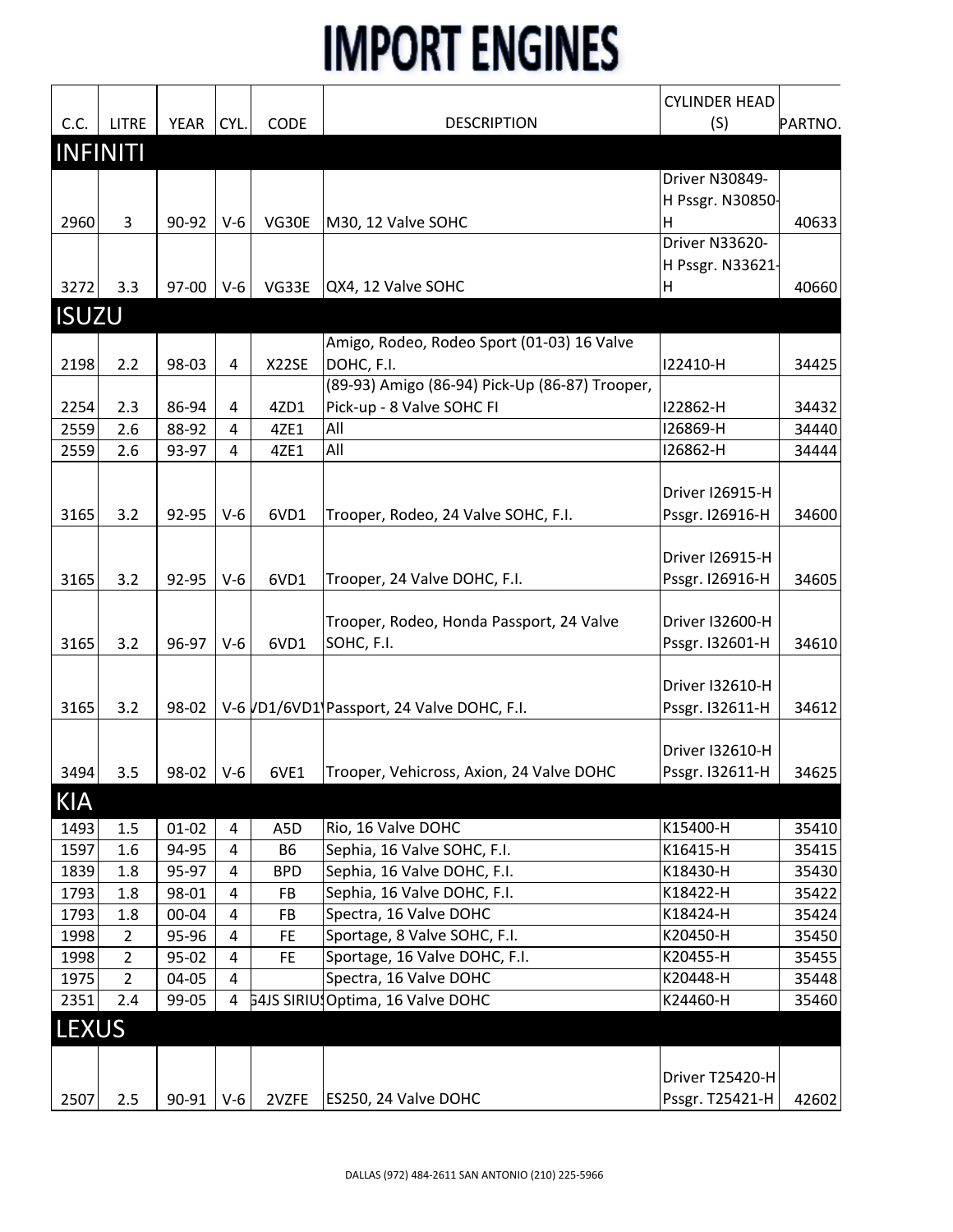# IMPORT ENGINES

| C.C. | LITRE | YEAR | CYL. | CODE | DESCRIPTION | CYLINDER HEAD (S) | PARTNO. |
|---|---|---|---|---|---|---|---|
| **INFINITI** | | | | | | | |
| 2960 | 3 | 90-92 | V-6 | VG30E | M30, 12 Valve SOHC | Driver N30849-H Pssgr. N30850-H | 40633 |
| 3272 | 3.3 | 97-00 | V-6 | VG33E | QX4, 12 Valve SOHC | Driver N33620-H Pssgr. N33621-H | 40660 |
| **ISUZU** | | | | | | | |
| 2198 | 2.2 | 98-03 | 4 | X22SE | Amigo, Rodeo, Rodeo Sport (01-03) 16 Valve DOHC, F.I. | I22410-H | 34425 |
| 2254 | 2.3 | 86-94 | 4 | 4ZD1 | (89-93) Amigo (86-94) Pick-Up (86-87) Trooper, Pick-up - 8 Valve SOHC FI | I22862-H | 34432 |
| 2559 | 2.6 | 88-92 | 4 | 4ZE1 | All | I26869-H | 34440 |
| 2559 | 2.6 | 93-97 | 4 | 4ZE1 | All | I26862-H | 34444 |
| 3165 | 3.2 | 92-95 | V-6 | 6VD1 | Trooper, Rodeo, 24 Valve SOHC, F.I. | Driver I26915-H Pssgr. I26916-H | 34600 |
| 3165 | 3.2 | 92-95 | V-6 | 6VD1 | Trooper, 24 Valve DOHC, F.I. | Driver I26915-H Pssgr. I26916-H | 34605 |
| 3165 | 3.2 | 96-97 | V-6 | 6VD1 | Trooper, Rodeo, Honda Passport, 24 Valve SOHC, F.I. | Driver I32600-H Pssgr. I32601-H | 34610 |
| 3165 | 3.2 | 98-02 | V-6 | VD1/6VD1 | Passport, 24 Valve DOHC, F.I. | Driver I32610-H Pssgr. I32611-H | 34612 |
| 3494 | 3.5 | 98-02 | V-6 | 6VE1 | Trooper, Vehicross, Axion, 24 Valve DOHC | Driver I32610-H Pssgr. I32611-H | 34625 |
| **KIA** | | | | | | | |
| 1493 | 1.5 | 01-02 | 4 | A5D | Rio, 16 Valve DOHC | K15400-H | 35410 |
| 1597 | 1.6 | 94-95 | 4 | B6 | Sephia, 16 Valve SOHC, F.I. | K16415-H | 35415 |
| 1839 | 1.8 | 95-97 | 4 | BPD | Sephia, 16 Valve DOHC, F.I. | K18430-H | 35430 |
| 1793 | 1.8 | 98-01 | 4 | FB | Sephia, 16 Valve DOHC, F.I. | K18422-H | 35422 |
| 1793 | 1.8 | 00-04 | 4 | FB | Spectra, 16 Valve DOHC | K18424-H | 35424 |
| 1998 | 2 | 95-96 | 4 | FE | Sportage, 8 Valve SOHC, F.I. | K20450-H | 35450 |
| 1998 | 2 | 95-02 | 4 | FE | Sportage, 16 Valve DOHC, F.I. | K20455-H | 35455 |
| 1975 | 2 | 04-05 | 4 | | Spectra, 16 Valve DOHC | K20448-H | 35448 |
| 2351 | 2.4 | 99-05 | 4 | G4JS SIRIUS | Optima, 16 Valve DOHC | K24460-H | 35460 |
| **LEXUS** | | | | | | | |
| 2507 | 2.5 | 90-91 | V-6 | 2VZFE | ES250, 24 Valve DOHC | Driver T25420-H Pssgr. T25421-H | 42602 |

DALLAS (972) 484-2611 SAN ANTONIO (210) 225-5966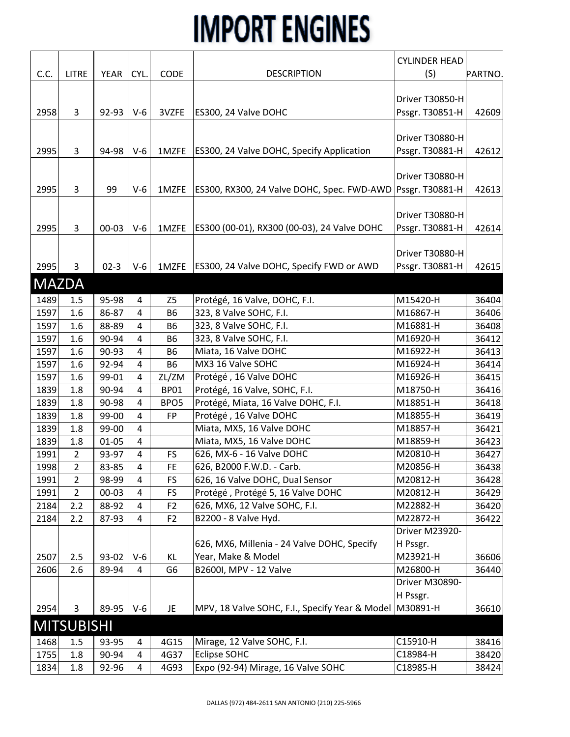# IMPORT ENGINES

| C.C. | LITRE | YEAR | CYL. | CODE | DESCRIPTION | CYLINDER HEAD (S) | PARTNO. |
|---|---|---|---|---|---|---|---|
| 2958 | 3 | 92-93 | V-6 | 3VZFE | ES300, 24 Valve DOHC | Driver T30850-H Pssgr. T30851-H | 42609 |
| 2995 | 3 | 94-98 | V-6 | 1MZFE | ES300, 24 Valve DOHC, Specify Application | Driver T30880-H Pssgr. T30881-H | 42612 |
| 2995 | 3 | 99 | V-6 | 1MZFE | ES300, RX300, 24 Valve DOHC, Spec. FWD-AWD | Driver T30880-H Pssgr. T30881-H | 42613 |
| 2995 | 3 | 00-03 | V-6 | 1MZFE | ES300 (00-01), RX300 (00-03), 24 Valve DOHC | Driver T30880-H Pssgr. T30881-H | 42614 |
| 2995 | 3 | 02-3 | V-6 | 1MZFE | ES300, 24 Valve DOHC, Specify FWD or AWD | Driver T30880-H Pssgr. T30881-H | 42615 |
| **MAZDA** | | | | | | | |
| 1489 | 1.5 | 95-98 | 4 | Z5 | Protégé, 16 Valve, DOHC, F.I. | M15420-H | 36404 |
| 1597 | 1.6 | 86-87 | 4 | B6 | 323, 8 Valve SOHC, F.I. | M16867-H | 36406 |
| 1597 | 1.6 | 88-89 | 4 | B6 | 323, 8 Valve SOHC, F.I. | M16881-H | 36408 |
| 1597 | 1.6 | 90-94 | 4 | B6 | 323, 8 Valve SOHC, F.I. | M16920-H | 36412 |
| 1597 | 1.6 | 90-93 | 4 | B6 | Miata, 16 Valve DOHC | M16922-H | 36413 |
| 1597 | 1.6 | 92-94 | 4 | B6 | MX3 16 Valve SOHC | M16924-H | 36414 |
| 1597 | 1.6 | 99-01 | 4 | ZL/ZM | Protégé , 16 Valve DOHC | M16926-H | 36415 |
| 1839 | 1.8 | 90-94 | 4 | BP01 | Protégé, 16 Valve, SOHC, F.I. | M18750-H | 36416 |
| 1839 | 1.8 | 90-98 | 4 | BPO5 | Protégé, Miata, 16 Valve DOHC, F.I. | M18851-H | 36418 |
| 1839 | 1.8 | 99-00 | 4 | FP | Protégé , 16 Valve DOHC | M18855-H | 36419 |
| 1839 | 1.8 | 99-00 | 4 | | Miata, MX5, 16 Valve DOHC | M18857-H | 36421 |
| 1839 | 1.8 | 01-05 | 4 | | Miata, MX5, 16 Valve DOHC | M18859-H | 36423 |
| 1991 | 2 | 93-97 | 4 | FS | 626, MX-6 - 16 Valve DOHC | M20810-H | 36427 |
| 1998 | 2 | 83-85 | 4 | FE | 626, B2000 F.W.D. - Carb. | M20856-H | 36438 |
| 1991 | 2 | 98-99 | 4 | FS | 626, 16 Valve DOHC, Dual Sensor | M20812-H | 36428 |
| 1991 | 2 | 00-03 | 4 | FS | Protégé , Protégé 5, 16 Valve DOHC | M20812-H | 36429 |
| 2184 | 2.2 | 88-92 | 4 | F2 | 626, MX6, 12 Valve SOHC, F.I. | M22882-H | 36420 |
| 2184 | 2.2 | 87-93 | 4 | F2 | B2200 - 8 Valve Hyd. | M22872-H | 36422 |
| 2507 | 2.5 | 93-02 | V-6 | KL | 626, MX6, Millenia - 24 Valve DOHC, Specify Year, Make & Model | Driver M23920-H Pssgr. M23921-H | 36606 |
| 2606 | 2.6 | 89-94 | 4 | G6 | B2600I, MPV - 12 Valve | M26800-H | 36440 |
| 2954 | 3 | 89-95 | V-6 | JE | MPV, 18 Valve SOHC, F.I., Specify Year & Model | Driver M30890-H Pssgr. M30891-H | 36610 |
| **MITSUBISHI** | | | | | | | |
| 1468 | 1.5 | 93-95 | 4 | 4G15 | Mirage, 12 Valve SOHC, F.I. | C15910-H | 38416 |
| 1755 | 1.8 | 90-94 | 4 | 4G37 | Eclipse SOHC | C18984-H | 38420 |
| 1834 | 1.8 | 92-96 | 4 | 4G93 | Expo (92-94) Mirage, 16 Valve SOHC | C18985-H | 38424 |

DALLAS (972) 484-2611 SAN ANTONIO (210) 225-5966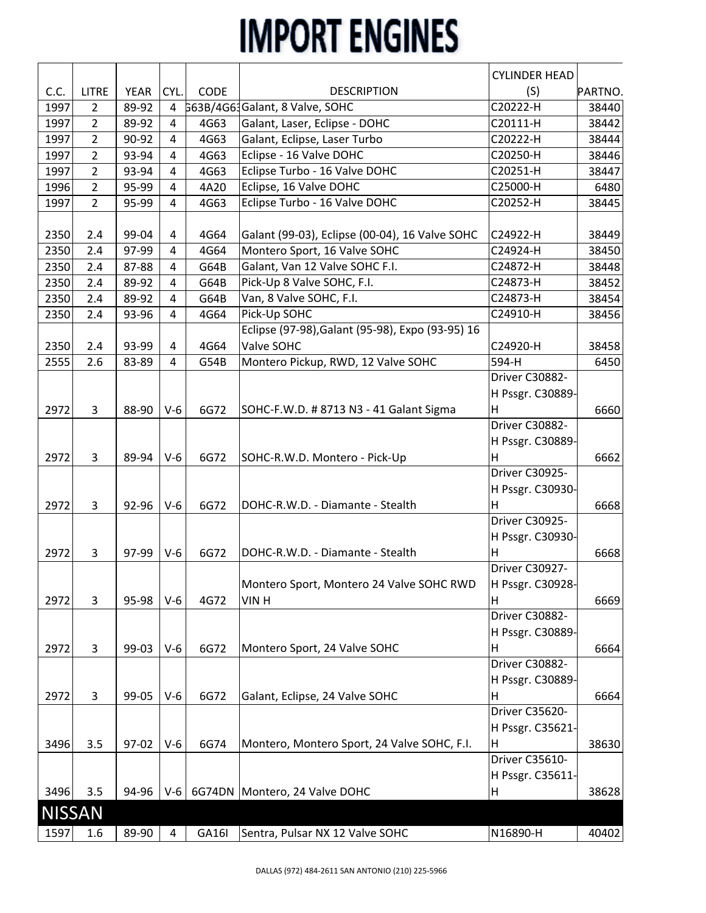# IMPORT ENGINES

| C.C. | LITRE | YEAR | CYL. | CODE | DESCRIPTION | CYLINDER HEAD (S) | PARTNO. |
|---|---|---|---|---|---|---|---|
| 1997 | 2 | 89-92 | 4 | 563B/4G63 | Galant, 8 Valve, SOHC | C20222-H | 38440 |
| 1997 | 2 | 89-92 | 4 | 4G63 | Galant, Laser, Eclipse - DOHC | C20111-H | 38442 |
| 1997 | 2 | 90-92 | 4 | 4G63 | Galant, Eclipse, Laser Turbo | C20222-H | 38444 |
| 1997 | 2 | 93-94 | 4 | 4G63 | Eclipse - 16 Valve DOHC | C20250-H | 38446 |
| 1997 | 2 | 93-94 | 4 | 4G63 | Eclipse Turbo - 16 Valve DOHC | C20251-H | 38447 |
| 1996 | 2 | 95-99 | 4 | 4A20 | Eclipse, 16 Valve DOHC | C25000-H | 6480 |
| 1997 | 2 | 95-99 | 4 | 4G63 | Eclipse Turbo - 16 Valve DOHC | C20252-H | 38445 |
| | | | | | | | |
| 2350 | 2.4 | 99-04 | 4 | 4G64 | Galant (99-03), Eclipse (00-04), 16 Valve SOHC | C24922-H | 38449 |
| 2350 | 2.4 | 97-99 | 4 | 4G64 | Montero Sport, 16 Valve SOHC | C24924-H | 38450 |
| 2350 | 2.4 | 87-88 | 4 | G64B | Galant, Van 12 Valve SOHC F.I. | C24872-H | 38448 |
| 2350 | 2.4 | 89-92 | 4 | G64B | Pick-Up 8 Valve SOHC, F.I. | C24873-H | 38452 |
| 2350 | 2.4 | 89-92 | 4 | G64B | Van, 8 Valve SOHC, F.I. | C24873-H | 38454 |
| 2350 | 2.4 | 93-96 | 4 | 4G64 | Pick-Up SOHC | C24910-H | 38456 |
| 2350 | 2.4 | 93-99 | 4 | 4G64 | Eclipse (97-98),Galant (95-98), Expo (93-95) 16 Valve SOHC | C24920-H | 38458 |
| 2555 | 2.6 | 83-89 | 4 | G54B | Montero Pickup, RWD, 12 Valve SOHC | 594-H | 6450 |
| 2972 | 3 | 88-90 | V-6 | 6G72 | SOHC-F.W.D. # 8713 N3 - 41 Galant Sigma | Driver C30882-H Pssgr. C30889-H | 6660 |
| 2972 | 3 | 89-94 | V-6 | 6G72 | SOHC-R.W.D. Montero - Pick-Up | Driver C30882-H Pssgr. C30889-H | 6662 |
| 2972 | 3 | 92-96 | V-6 | 6G72 | DOHC-R.W.D. - Diamante - Stealth | Driver C30925-H Pssgr. C30930-H | 6668 |
| 2972 | 3 | 97-99 | V-6 | 6G72 | DOHC-R.W.D. - Diamante - Stealth | Driver C30925-H Pssgr. C30930-H | 6668 |
| 2972 | 3 | 95-98 | V-6 | 4G72 | Montero Sport, Montero 24 Valve SOHC RWD VIN H | Driver C30927-H Pssgr. C30928-H | 6669 |
| 2972 | 3 | 99-03 | V-6 | 6G72 | Montero Sport, 24 Valve SOHC | Driver C30882-H Pssgr. C30889-H | 6664 |
| 2972 | 3 | 99-05 | V-6 | 6G72 | Galant, Eclipse, 24 Valve SOHC | Driver C30882-H Pssgr. C30889-H | 6664 |
| 3496 | 3.5 | 97-02 | V-6 | 6G74 | Montero, Montero Sport, 24 Valve SOHC, F.I. | Driver C35620-H Pssgr. C35621-H | 38630 |
| 3496 | 3.5 | 94-96 | V-6 | 6G74DN | Montero, 24 Valve DOHC | Driver C35610-H Pssgr. C35611-H | 38628 |
| **NISSAN** | | | | | | | |
| 1597 | 1.6 | 89-90 | 4 | GA16I | Sentra, Pulsar NX 12 Valve SOHC | N16890-H | 40402 |

DALLAS (972) 484-2611 SAN ANTONIO (210) 225-5966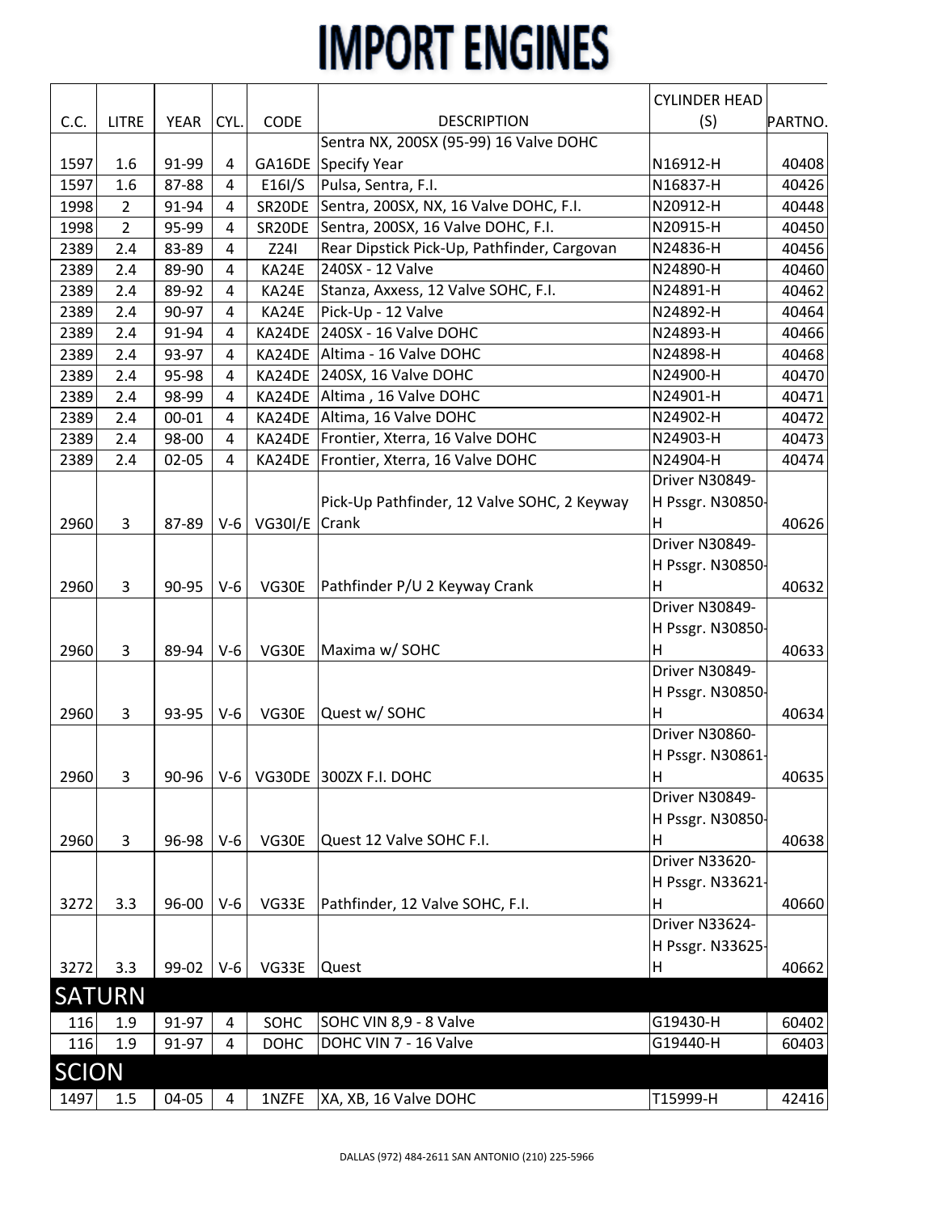# IMPORT ENGINES

| C.C. | LITRE | YEAR | CYL. | CODE | DESCRIPTION | CYLINDER HEAD (S) | PARTNO. |
|---|---|---|---|---|---|---|---|
| 1597 | 1.6 | 91-99 | 4 | GA16DE | Sentra NX, 200SX (95-99) 16 Valve DOHC Specify Year | N16912-H | 40408 |
| 1597 | 1.6 | 87-88 | 4 | E16I/S | Pulsa, Sentra, F.I. | N16837-H | 40426 |
| 1998 | 2 | 91-94 | 4 | SR20DE | Sentra, 200SX, NX, 16 Valve DOHC, F.I. | N20912-H | 40448 |
| 1998 | 2 | 95-99 | 4 | SR20DE | Sentra, 200SX, 16 Valve DOHC, F.I. | N20915-H | 40450 |
| 2389 | 2.4 | 83-89 | 4 | Z24I | Rear Dipstick Pick-Up, Pathfinder, Cargovan | N24836-H | 40456 |
| 2389 | 2.4 | 89-90 | 4 | KA24E | 240SX - 12 Valve | N24890-H | 40460 |
| 2389 | 2.4 | 89-92 | 4 | KA24E | Stanza, Axxess, 12 Valve SOHC, F.I. | N24891-H | 40462 |
| 2389 | 2.4 | 90-97 | 4 | KA24E | Pick-Up - 12 Valve | N24892-H | 40464 |
| 2389 | 2.4 | 91-94 | 4 | KA24DE | 240SX - 16 Valve DOHC | N24893-H | 40466 |
| 2389 | 2.4 | 93-97 | 4 | KA24DE | Altima - 16 Valve DOHC | N24898-H | 40468 |
| 2389 | 2.4 | 95-98 | 4 | KA24DE | 240SX, 16 Valve DOHC | N24900-H | 40470 |
| 2389 | 2.4 | 98-99 | 4 | KA24DE | Altima , 16 Valve DOHC | N24901-H | 40471 |
| 2389 | 2.4 | 00-01 | 4 | KA24DE | Altima, 16 Valve DOHC | N24902-H | 40472 |
| 2389 | 2.4 | 98-00 | 4 | KA24DE | Frontier, Xterra, 16 Valve DOHC | N24903-H | 40473 |
| 2389 | 2.4 | 02-05 | 4 | KA24DE | Frontier, Xterra, 16 Valve DOHC | N24904-H | 40474 |
| 2960 | 3 | 87-89 | V-6 | VG30I/E | Pick-Up Pathfinder, 12 Valve SOHC, 2 Keyway Crank | Driver N30849-H Pssgr. N30850-H | 40626 |
| 2960 | 3 | 90-95 | V-6 | VG30E | Pathfinder P/U 2 Keyway Crank | Driver N30849-H Pssgr. N30850-H | 40632 |
| 2960 | 3 | 89-94 | V-6 | VG30E | Maxima w/ SOHC | Driver N30849-H Pssgr. N30850-H | 40633 |
| 2960 | 3 | 93-95 | V-6 | VG30E | Quest w/ SOHC | Driver N30849-H Pssgr. N30850-H | 40634 |
| 2960 | 3 | 90-96 | V-6 | VG30DE | 300ZX F.I. DOHC | Driver N30860-H Pssgr. N30861-H | 40635 |
| 2960 | 3 | 96-98 | V-6 | VG30E | Quest 12 Valve SOHC F.I. | Driver N30849-H Pssgr. N30850-H | 40638 |
| 3272 | 3.3 | 96-00 | V-6 | VG33E | Pathfinder, 12 Valve SOHC, F.I. | Driver N33620-H Pssgr. N33621-H | 40660 |
| 3272 | 3.3 | 99-02 | V-6 | VG33E | Quest | Driver N33624-H Pssgr. N33625-H | 40662 |
| **SATURN** | | | | | | | |
| 116 | 1.9 | 91-97 | 4 | SOHC | SOHC VIN 8,9 - 8 Valve | G19430-H | 60402 |
| 116 | 1.9 | 91-97 | 4 | DOHC | DOHC VIN 7 - 16 Valve | G19440-H | 60403 |
| **SCION** | | | | | | | |
| 1497 | 1.5 | 04-05 | 4 | 1NZFE | XA, XB, 16 Valve DOHC | T15999-H | 42416 |

DALLAS (972) 484-2611 SAN ANTONIO (210) 225-5966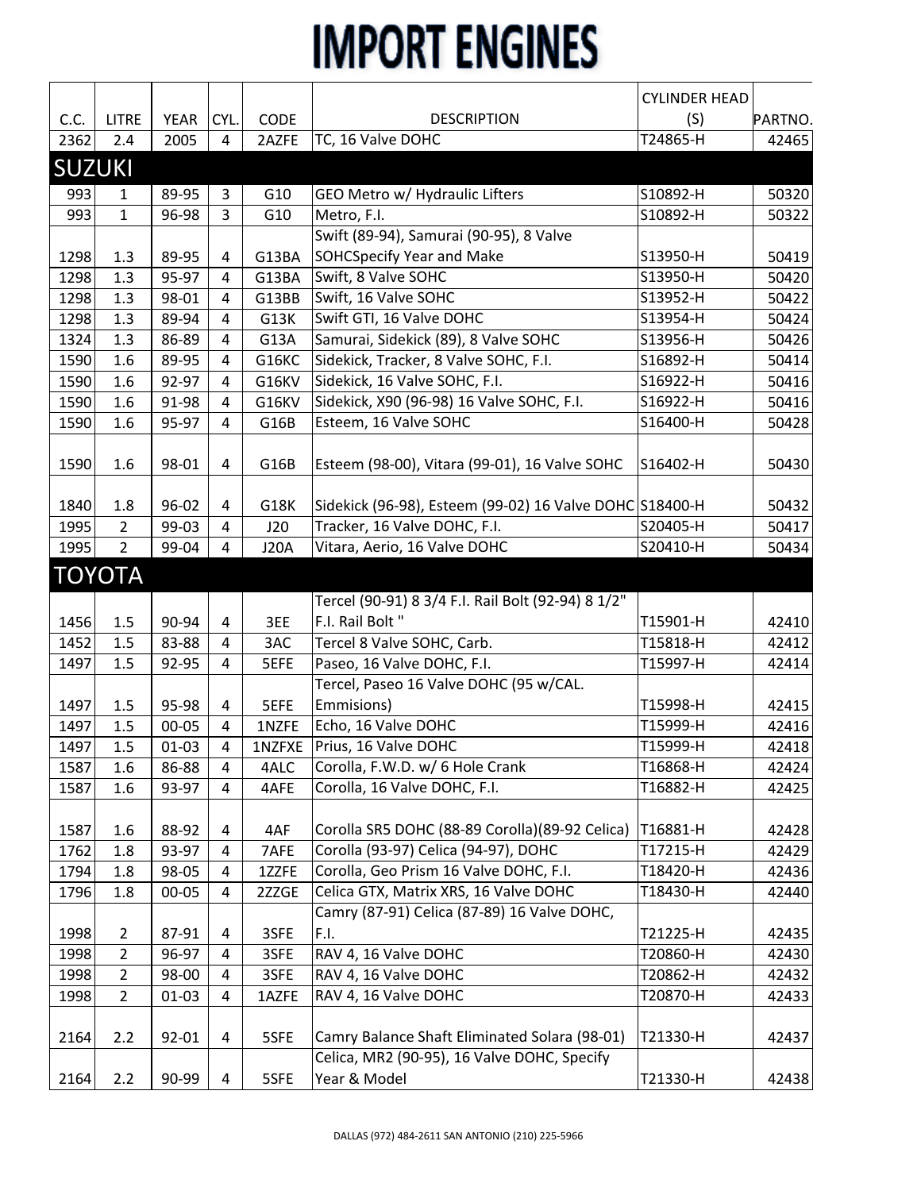# IMPORT ENGINES

| C.C. | LITRE | YEAR | CYL. | CODE | DESCRIPTION | CYLINDER HEAD (S) | PARTNO. |
|---|---|---|---|---|---|---|---|
| 2362 | 2.4 | 2005 | 4 | 2AZFE | TC, 16 Valve DOHC | T24865-H | 42465 |
| **SUZUKI** | | | | | | | |
| 993 | 1 | 89-95 | 3 | G10 | GEO Metro w/ Hydraulic Lifters | S10892-H | 50320 |
| 993 | 1 | 96-98 | 3 | G10 | Metro, F.I. | S10892-H | 50322 |
| 1298 | 1.3 | 89-95 | 4 | G13BA | Swift (89-94), Samurai (90-95), 8 Valve SOHCSpecify Year and Make | S13950-H | 50419 |
| 1298 | 1.3 | 95-97 | 4 | G13BA | Swift, 8 Valve SOHC | S13950-H | 50420 |
| 1298 | 1.3 | 98-01 | 4 | G13BB | Swift, 16 Valve SOHC | S13952-H | 50422 |
| 1298 | 1.3 | 89-94 | 4 | G13K | Swift GTI, 16 Valve DOHC | S13954-H | 50424 |
| 1324 | 1.3 | 86-89 | 4 | G13A | Samurai, Sidekick (89), 8 Valve SOHC | S13956-H | 50426 |
| 1590 | 1.6 | 89-95 | 4 | G16KC | Sidekick, Tracker, 8 Valve SOHC, F.I. | S16892-H | 50414 |
| 1590 | 1.6 | 92-97 | 4 | G16KV | Sidekick, 16 Valve SOHC, F.I. | S16922-H | 50416 |
| 1590 | 1.6 | 91-98 | 4 | G16KV | Sidekick, X90 (96-98) 16 Valve SOHC, F.I. | S16922-H | 50416 |
| 1590 | 1.6 | 95-97 | 4 | G16B | Esteem, 16 Valve SOHC | S16400-H | 50428 |
| 1590 | 1.6 | 98-01 | 4 | G16B | Esteem (98-00), Vitara (99-01), 16 Valve SOHC | S16402-H | 50430 |
| 1840 | 1.8 | 96-02 | 4 | G18K | Sidekick (96-98), Esteem (99-02) 16 Valve DOHC | S18400-H | 50432 |
| 1995 | 2 | 99-03 | 4 | J20 | Tracker, 16 Valve DOHC, F.I. | S20405-H | 50417 |
| 1995 | 2 | 99-04 | 4 | J20A | Vitara, Aerio, 16 Valve DOHC | S20410-H | 50434 |
| **TOYOTA** | | | | | | | |
| 1456 | 1.5 | 90-94 | 4 | 3EE | Tercel (90-91) 8 3/4 F.I. Rail Bolt (92-94) 8 1/2" F.I. Rail Bolt " | T15901-H | 42410 |
| 1452 | 1.5 | 83-88 | 4 | 3AC | Tercel 8 Valve SOHC, Carb. | T15818-H | 42412 |
| 1497 | 1.5 | 92-95 | 4 | 5EFE | Paseo, 16 Valve DOHC, F.I. | T15997-H | 42414 |
| 1497 | 1.5 | 95-98 | 4 | 5EFE | Tercel, Paseo 16 Valve DOHC (95 w/CAL. Emmisions) | T15998-H | 42415 |
| 1497 | 1.5 | 00-05 | 4 | 1NZFE | Echo, 16 Valve DOHC | T15999-H | 42416 |
| 1497 | 1.5 | 01-03 | 4 | 1NZFXE | Prius, 16 Valve DOHC | T15999-H | 42418 |
| 1587 | 1.6 | 86-88 | 4 | 4ALC | Corolla, F.W.D. w/ 6 Hole Crank | T16868-H | 42424 |
| 1587 | 1.6 | 93-97 | 4 | 4AFE | Corolla, 16 Valve DOHC, F.I. | T16882-H | 42425 |
| 1587 | 1.6 | 88-92 | 4 | 4AF | Corolla SR5 DOHC (88-89 Corolla)(89-92 Celica) | T16881-H | 42428 |
| 1762 | 1.8 | 93-97 | 4 | 7AFE | Corolla (93-97) Celica (94-97), DOHC | T17215-H | 42429 |
| 1794 | 1.8 | 98-05 | 4 | 1ZZFE | Corolla, Geo Prism 16 Valve DOHC, F.I. | T18420-H | 42436 |
| 1796 | 1.8 | 00-05 | 4 | 2ZZGE | Celica GTX, Matrix XRS, 16 Valve DOHC | T18430-H | 42440 |
| 1998 | 2 | 87-91 | 4 | 3SFE | Camry (87-91) Celica (87-89) 16 Valve DOHC, F.I. | T21225-H | 42435 |
| 1998 | 2 | 96-97 | 4 | 3SFE | RAV 4, 16 Valve DOHC | T20860-H | 42430 |
| 1998 | 2 | 98-00 | 4 | 3SFE | RAV 4, 16 Valve DOHC | T20862-H | 42432 |
| 1998 | 2 | 01-03 | 4 | 1AZFE | RAV 4, 16 Valve DOHC | T20870-H | 42433 |
| 2164 | 2.2 | 92-01 | 4 | 5SFE | Camry Balance Shaft Eliminated Solara (98-01) | T21330-H | 42437 |
| 2164 | 2.2 | 90-99 | 4 | 5SFE | Celica, MR2 (90-95), 16 Valve DOHC, Specify Year & Model | T21330-H | 42438 |

DALLAS (972) 484-2611 SAN ANTONIO (210) 225-5966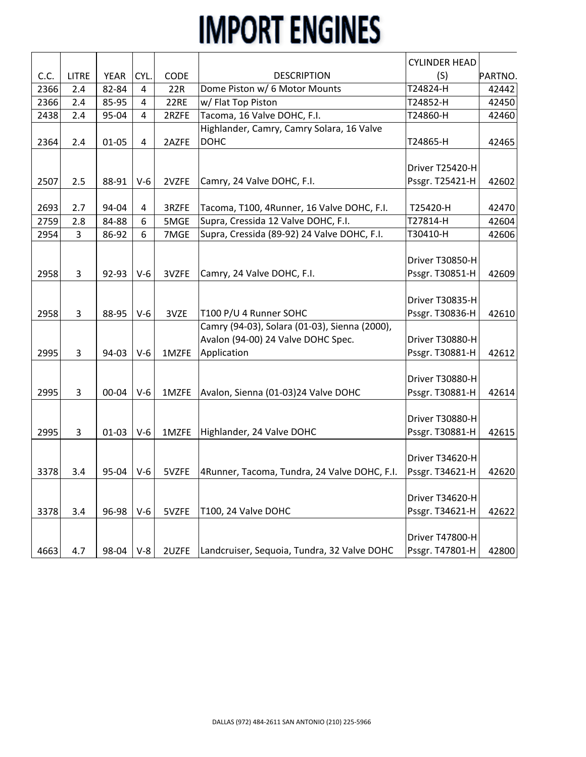# IMPORT ENGINES

| C.C. | LITRE | YEAR | CYL. | CODE | DESCRIPTION | CYLINDER HEAD (S) | PARTNO. |
|---|---|---|---|---|---|---|---|
| 2366 | 2.4 | 82-84 | 4 | 22R | Dome Piston w/ 6 Motor Mounts | T24824-H | 42442 |
| 2366 | 2.4 | 85-95 | 4 | 22RE | w/ Flat Top Piston | T24852-H | 42450 |
| 2438 | 2.4 | 95-04 | 4 | 2RZFE | Tacoma, 16 Valve DOHC, F.I. | T24860-H | 42460 |
| 2364 | 2.4 | 01-05 | 4 | 2AZFE | Highlander, Camry, Camry Solara, 16 Valve DOHC | T24865-H | 42465 |
| 2507 | 2.5 | 88-91 | V-6 | 2VZFE | Camry, 24 Valve DOHC, F.I. | Driver T25420-H Pssgr. T25421-H | 42602 |
| 2693 | 2.7 | 94-04 | 4 | 3RZFE | Tacoma, T100, 4Runner, 16 Valve DOHC, F.I. | T25420-H | 42470 |
| 2759 | 2.8 | 84-88 | 6 | 5MGE | Supra, Cressida 12 Valve DOHC, F.I. | T27814-H | 42604 |
| 2954 | 3 | 86-92 | 6 | 7MGE | Supra, Cressida (89-92) 24 Valve DOHC, F.I. | T30410-H | 42606 |
| 2958 | 3 | 92-93 | V-6 | 3VZFE | Camry, 24 Valve DOHC, F.I. | Driver T30850-H Pssgr. T30851-H | 42609 |
| 2958 | 3 | 88-95 | V-6 | 3VZE | T100 P/U 4 Runner SOHC | Driver T30835-H Pssgr. T30836-H | 42610 |
| 2995 | 3 | 94-03 | V-6 | 1MZFE | Camry (94-03), Solara (01-03), Sienna (2000), Avalon (94-00) 24 Valve DOHC Spec. Application | Driver T30880-H Pssgr. T30881-H | 42612 |
| 2995 | 3 | 00-04 | V-6 | 1MZFE | Avalon, Sienna (01-03)24 Valve DOHC | Driver T30880-H Pssgr. T30881-H | 42614 |
| 2995 | 3 | 01-03 | V-6 | 1MZFE | Highlander, 24 Valve DOHC | Driver T30880-H Pssgr. T30881-H | 42615 |
| 3378 | 3.4 | 95-04 | V-6 | 5VZFE | 4Runner, Tacoma, Tundra, 24 Valve DOHC, F.I. | Driver T34620-H Pssgr. T34621-H | 42620 |
| 3378 | 3.4 | 96-98 | V-6 | 5VZFE | T100, 24 Valve DOHC | Driver T34620-H Pssgr. T34621-H | 42622 |
| 4663 | 4.7 | 98-04 | V-8 | 2UZFE | Landcruiser, Sequoia, Tundra, 32 Valve DOHC | Driver T47800-H Pssgr. T47801-H | 42800 |

DALLAS (972) 484-2611 SAN ANTONIO (210) 225-5966